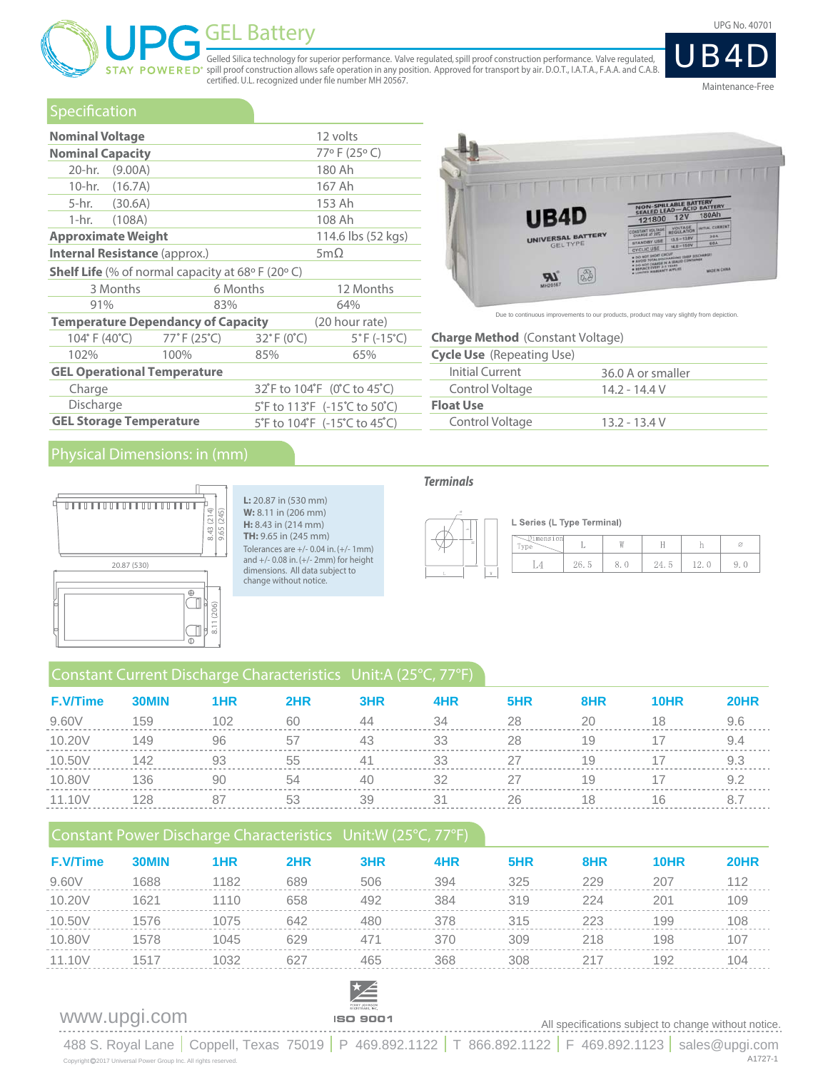# UPG GEL Battery

STAY POWERED®

Gelled Silica technology for superior performance. Valve regulated, spill proof construction performance. Valve regulated, spill proof construction allows safe operation in any position. Approved for transport by air. D.O.T., I.A.T.A., F.A.A. and C.A.B. certified. U.L. recognized under file number MH 20567.

UPG No. 40701

# UB4D

Maintenance-Free

## Specification

| | |
|---|---|
| **Nominal Voltage** | 12 volts |
| **Nominal Capacity** | 77º F (25º C) |
| 20-hr. (9.00A) | 180 Ah |
| 10-hr. (16.7A) | 167 Ah |
| 5-hr. (30.6A) | 153 Ah |
| 1-hr. (108A) | 108 Ah |
| **Approximate Weight** | 114.6 lbs (52 kgs) |
| **Internal Resistance** (approx.) | 5mΩ |

**Shelf Life** (% of normal capacity at 68° F (20° C)

| 3 Months | 6 Months | 12 Months |
|---|---|---|
| 91% | 83% | 64% |

**Temperature Dependancy of Capacity** (20 hour rate)

| 104° F (40°C) | 77° F (25°C) | 32° F (0°C) | 5° F (-15°C) |
|---|---|---|---|
| 102% | 100% | 85% | 65% |

**GEL Operational Temperature**

| | |
|---|---|
| Charge | 32°F to 104°F (0°C to 45°C) |
| Discharge | 5°F to 113°F (-15°C to 50°C) |
| **GEL Storage Temperature** | 5°F to 104°F (-15°C to 45°C) |

Due to continuous improvements to our products, product may vary slightly from depiction.

**Charge Method** (Constant Voltage)

| | |
|---|---|
| **Cycle Use** (Repeating Use) | |
| Initial Current | 36.0 A or smaller |
| Control Voltage | 14.2 - 14.4 V |
| **Float Use** | |
| Control Voltage | 13.2 - 13.4 V |

## Physical Dimensions: in (mm)

**L:** 20.87 in (530 mm)
**W:** 8.11 in (206 mm)
**H:** 8.43 in (214 mm)
**TH:** 9.65 in (245 mm)

Tolerances are +/- 0.04 in. (+/- 1mm) and +/- 0.08 in. (+/- 2mm) for height dimensions. All data subject to change without notice.

### *Terminals*

L Series (L Type Terminal)

| Type \ Dimension | L | W | H | h | ⌀ |
|---|---|---|---|---|---|
| L4 | 26.5 | 8.0 | 24.5 | 12.0 | 9.0 |

## Constant Current Discharge Characteristics Unit:A (25°C, 77°F)

| F.V/Time | 30MIN | 1HR | 2HR | 3HR | 4HR | 5HR | 8HR | 10HR | 20HR |
|---|---|---|---|---|---|---|---|---|---|
| 9.60V | 159 | 102 | 60 | 44 | 34 | 28 | 20 | 18 | 9.6 |
| 10.20V | 149 | 96 | 57 | 43 | 33 | 28 | 19 | 17 | 9.4 |
| 10.50V | 142 | 93 | 55 | 41 | 33 | 27 | 19 | 17 | 9.3 |
| 10.80V | 136 | 90 | 54 | 40 | 32 | 27 | 19 | 17 | 9.2 |
| 11.10V | 128 | 87 | 53 | 39 | 31 | 26 | 18 | 16 | 8.7 |

## Constant Power Discharge Characteristics Unit:W (25°C, 77°F)

| F.V/Time | 30MIN | 1HR | 2HR | 3HR | 4HR | 5HR | 8HR | 10HR | 20HR |
|---|---|---|---|---|---|---|---|---|---|
| 9.60V | 1688 | 1182 | 689 | 506 | 394 | 325 | 229 | 207 | 112 |
| 10.20V | 1621 | 1110 | 658 | 492 | 384 | 319 | 224 | 201 | 109 |
| 10.50V | 1576 | 1075 | 642 | 480 | 378 | 315 | 223 | 199 | 108 |
| 10.80V | 1578 | 1045 | 629 | 471 | 370 | 309 | 218 | 198 | 107 |
| 11.10V | 1517 | 1032 | 627 | 465 | 368 | 308 | 217 | 192 | 104 |

ISO 9001

www.upgi.com

All specifications subject to change without notice.

488 S. Royal Lane | Coppell, Texas 75019 | P 469.892.1122 | T 866.892.1122 | F 469.892.1123 | sales@upgi.com

Copyright©2017 Universal Power Group Inc. All rights reserved.

A1727-1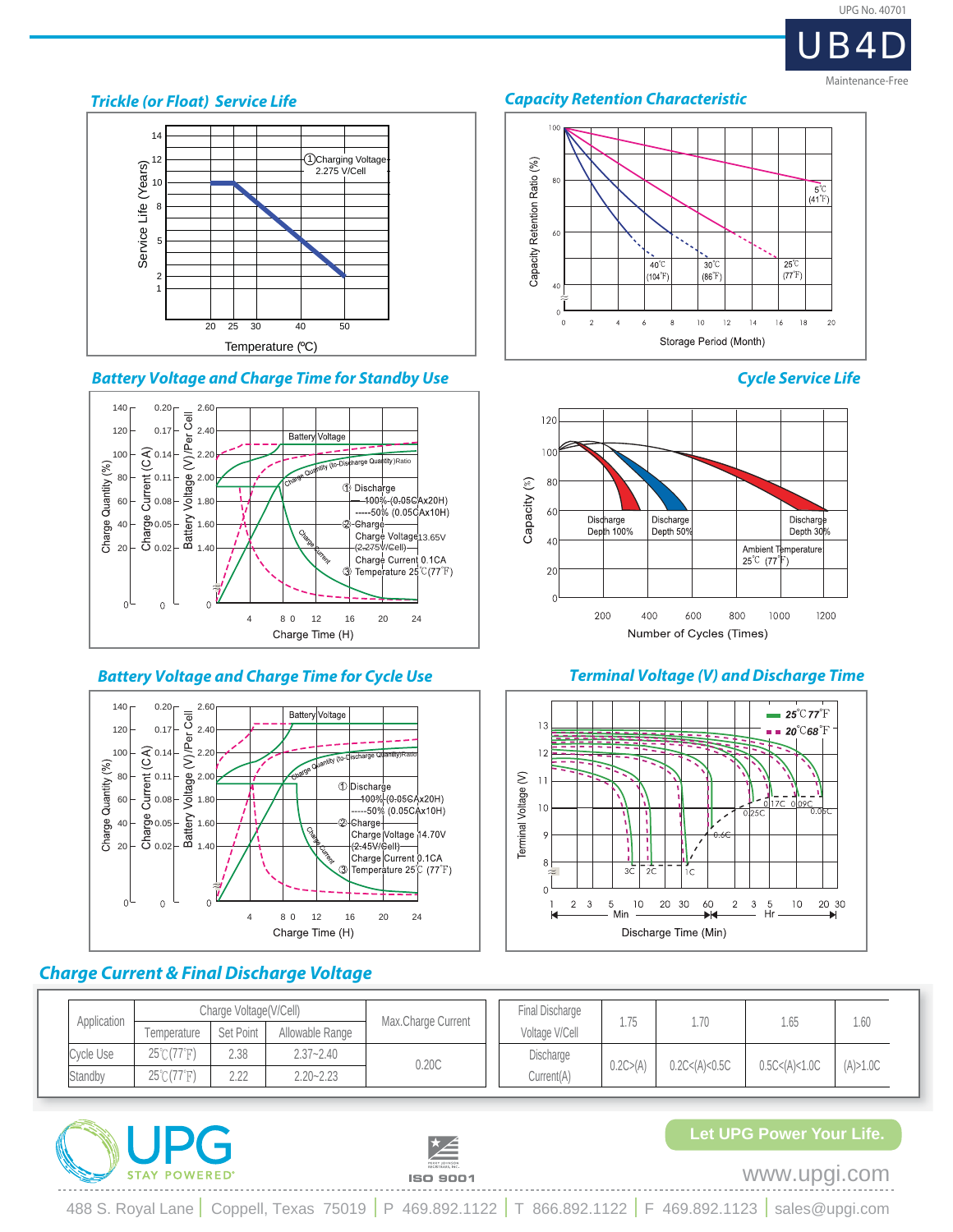UPG No. 40701

# UB4D

Maintenance-Free

## Trickle (or Float) Service Life

Service Life (Years)

14
12
10
8
5
2
1

①Charging Voltage
2.275 V/Cell

20 25 30 40 50

Temperature (℃)

## Capacity Retention Characteristic

Capacity Retention Ratio (%)

100
80
60
40
0

5℃ (41℉)
40℃ (104℉)
30℃ (86℉)
25℃ (77℉)

0 2 4 6 8 10 12 14 16 18 20

Storage Period (Month)

## Battery Voltage and Charge Time for Standby Use

Charge Quantity (%): 140 120 100 80 60 40 20 0
Charge Current (CA): 0.20 0.17 0.14 0.11 0.08 0.05 0.02 0
Battery Voltage (V)/Per Cell: 2.60 2.40 2.20 2.00 1.80 1.60 1.40 0

Battery Voltage
Charge Quantity (to-Discharge Quantity)Ratio
Charge Current

① Discharge
——100% (0.05CAx20H)
-----50% (0.05CAx10H)
② Charge
Charge Voltage 13.65V
(2.275V/Cell)
Charge Current 0.1CA
③ Temperature 25℃(77℉)

4 8 0 12 16 20 24

Charge Time (H)

## Cycle Service Life

Capacity (%)

120
100
80
60
40
20
0

Discharge Depth 100%
Discharge Depth 50%
Discharge Depth 30%
Ambient Temperature 25℃ (77℉)

200 400 600 800 1000 1200

Number of Cycles (Times)

## Battery Voltage and Charge Time for Cycle Use

Charge Quantity (%): 140 120 100 80 60 40 20 0
Charge Current (CA): 0.20 0.17 0.14 0.11 0.08 0.05 0.02 0
Battery Voltage (V)/Per Cell: 2.60 2.40 2.20 2.00 1.80 1.60 1.40 0

Battery Voltage
Charge Quantity (to-Discharge Quantity)Ratio
Charge Current

① Discharge
——100% (0.05CAx20H)
-----50% (0.05CAx10H)
② Charge
Charge Voltage 14.70V
(2.45V/Cell)
Charge Current 0.1CA
③ Temperature 25℃ (77℉)

4 8 0 12 16 20 24

Charge Time (H)

## Terminal Voltage (V) and Discharge Time

Terminal Voltage (V)

13
12
11
10
9
8
0

25℃77℉
20℃68℉

3C 2C 1C 0.6C 0.25C 0.17C 0.09C 0.05C

1 2 3 5 10 20 30 60 2 3 5 10 20 30
Min Hr

Discharge Time (Min)

## Charge Current & Final Discharge Voltage

| Application | Charge Voltage(V/Cell) | | | Max.Charge Current |
|---|---|---|---|---|
| | Temperature | Set Point | Allowable Range | |
| Cycle Use | 25℃(77℉) | 2.38 | 2.37~2.40 | 0.20C |
| Standby | 25℃(77℉) | 2.22 | 2.20~2.23 | |

| Final Discharge Voltage V/Cell | 1.75 | 1.70 | 1.65 | 1.60 |
|---|---|---|---|---|
| Discharge Current(A) | 0.2C>(A) | 0.2C<(A)<0.5C | 0.5C<(A)<1.0C | (A)>1.0C |

UPG STAY POWERED®

ISO 9001

Let UPG Power Your Life.

www.upgi.com

488 S. Royal Lane | Coppell, Texas 75019 | P 469.892.1122 | T 866.892.1122 | F 469.892.1123 | sales@upgi.com